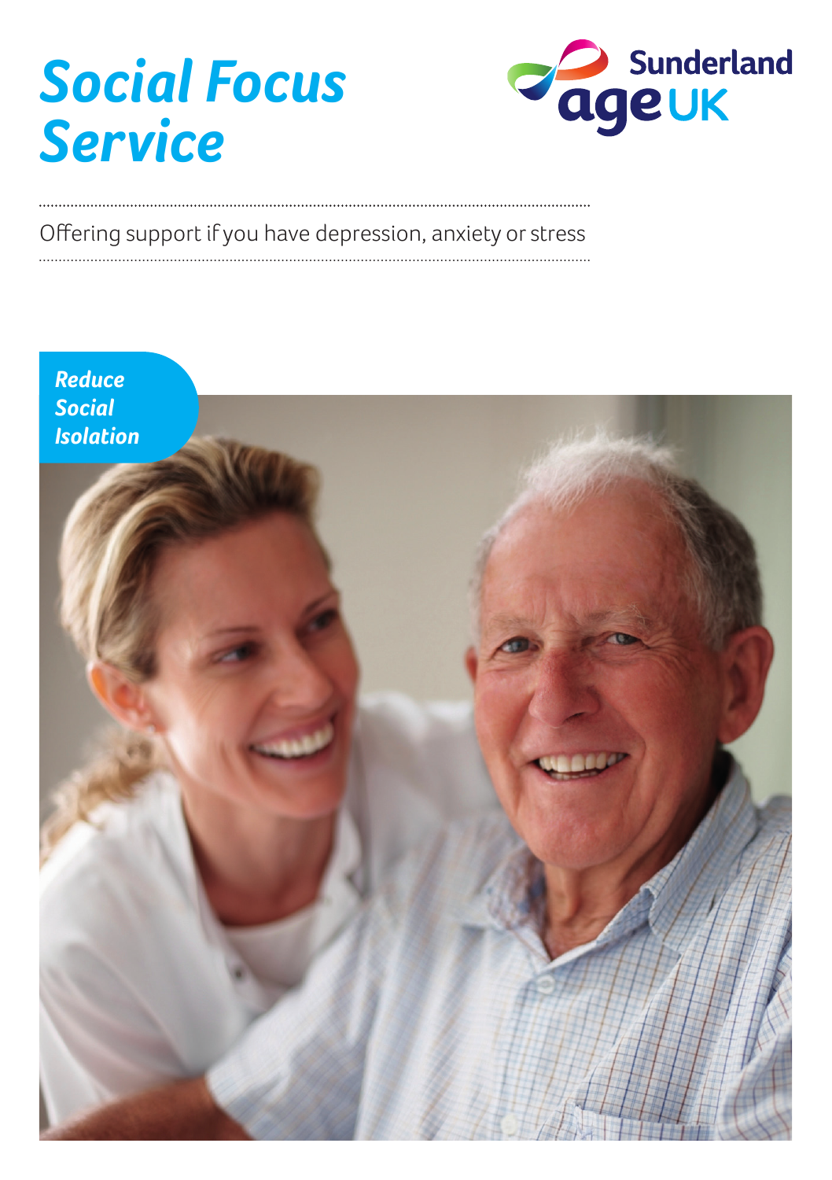# Social Focus Service

Sunderland age UK

Offering support if you have depression, anxiety or stress

*Reduce Social Isolation*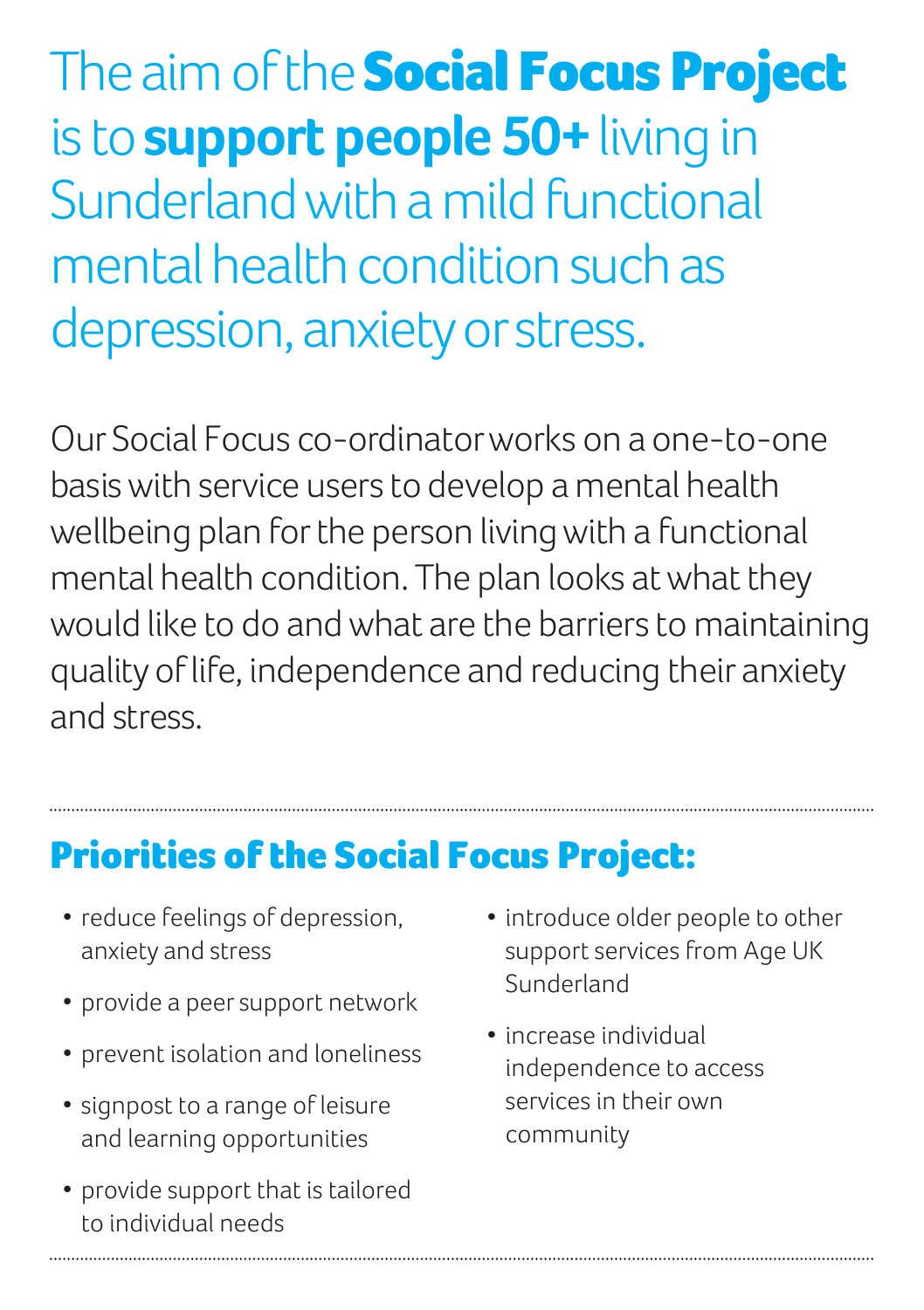The aim of the **Social Focus Project** is to **support people 50+** living in Sunderland with a mild functional mental health condition such as depression, anxiety or stress.

Our Social Focus co-ordinator works on a one-to-one basis with service users to develop a mental health wellbeing plan for the person living with a functional mental health condition. The plan looks at what they would like to do and what are the barriers to maintaining quality of life, independence and reducing their anxiety and stress.

## Priorities of the Social Focus Project:

- reduce feelings of depression, anxiety and stress
- provide a peer support network
- prevent isolation and loneliness
- signpost to a range of leisure and learning opportunities
- provide support that is tailored to individual needs
- introduce older people to other support services from Age UK Sunderland
- increase individual independence to access services in their own community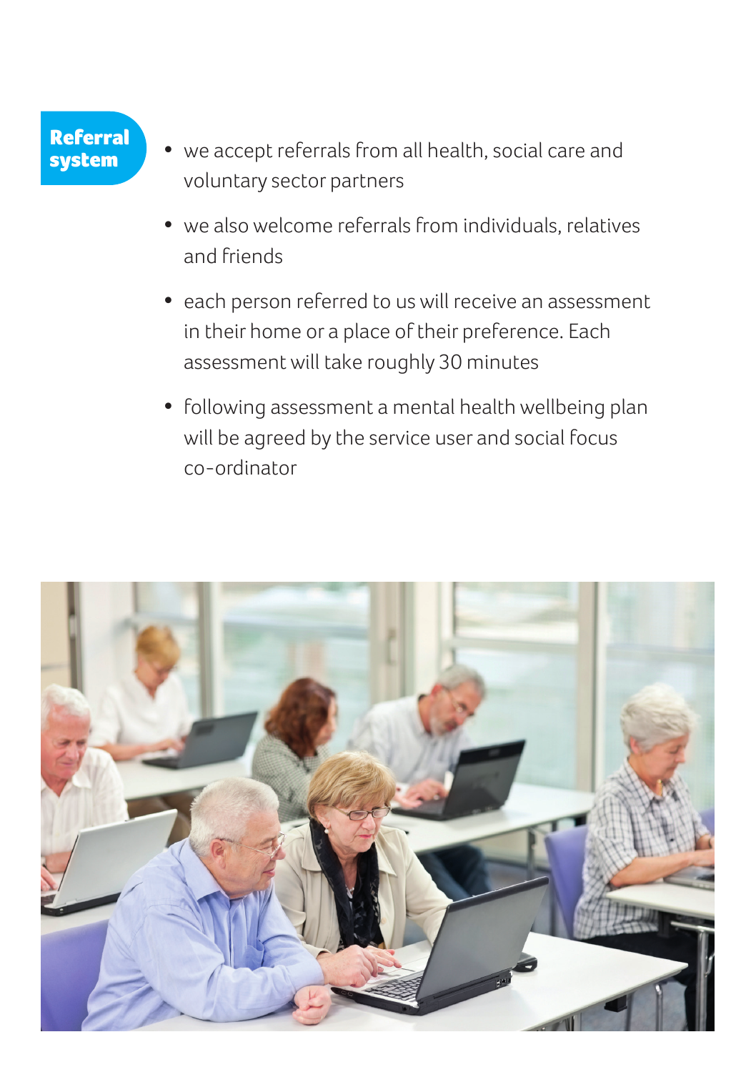## Referral system

- we accept referrals from all health, social care and voluntary sector partners
- we also welcome referrals from individuals, relatives and friends
- each person referred to us will receive an assessment in their home or a place of their preference. Each assessment will take roughly 30 minutes
- following assessment a mental health wellbeing plan will be agreed by the service user and social focus co-ordinator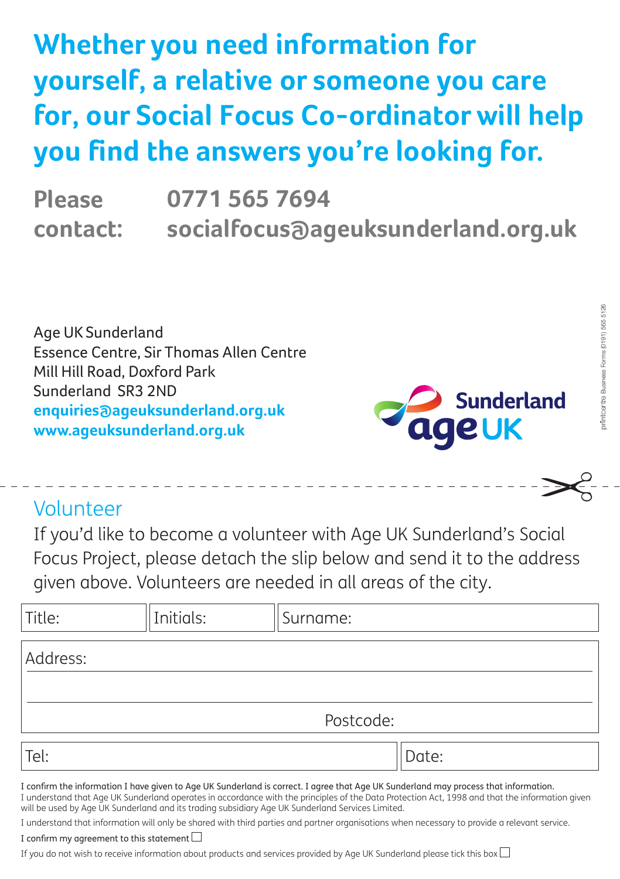# Whether you need information for yourself, a relative or someone you care for, our Social Focus Co-ordinator will help you find the answers you're looking for.

**Please contact:** **0771 565 7694**
**socialfocus@ageuksunderland.org.uk**

Age UK Sunderland
Essence Centre, Sir Thomas Allen Centre
Mill Hill Road, Doxford Park
Sunderland SR3 2ND
**enquiries@ageuksunderland.org.uk**
**www.ageuksunderland.org.uk**

Sunderland age UK

printcentre Business Forms (0191) 565 5126

---

## Volunteer

If you'd like to become a volunteer with Age UK Sunderland's Social Focus Project, please detach the slip below and send it to the address given above. Volunteers are needed in all areas of the city.

| | | |
|---|---|---|
| Title: | Initials: | Surname: |

Address:

Postcode:

| | |
|---|---|
| Tel: | Date: |

I confirm the information I have given to Age UK Sunderland is correct. I agree that Age UK Sunderland may process that information. I understand that Age UK Sunderland operates in accordance with the principles of the Data Protection Act, 1998 and that the information given will be used by Age UK Sunderland and its trading subsidiary Age UK Sunderland Services Limited.

I understand that information will only be shared with third parties and partner organisations when necessary to provide a relevant service.

I confirm my agreement to this statement ☐

If you do not wish to receive information about products and services provided by Age UK Sunderland please tick this box ☐